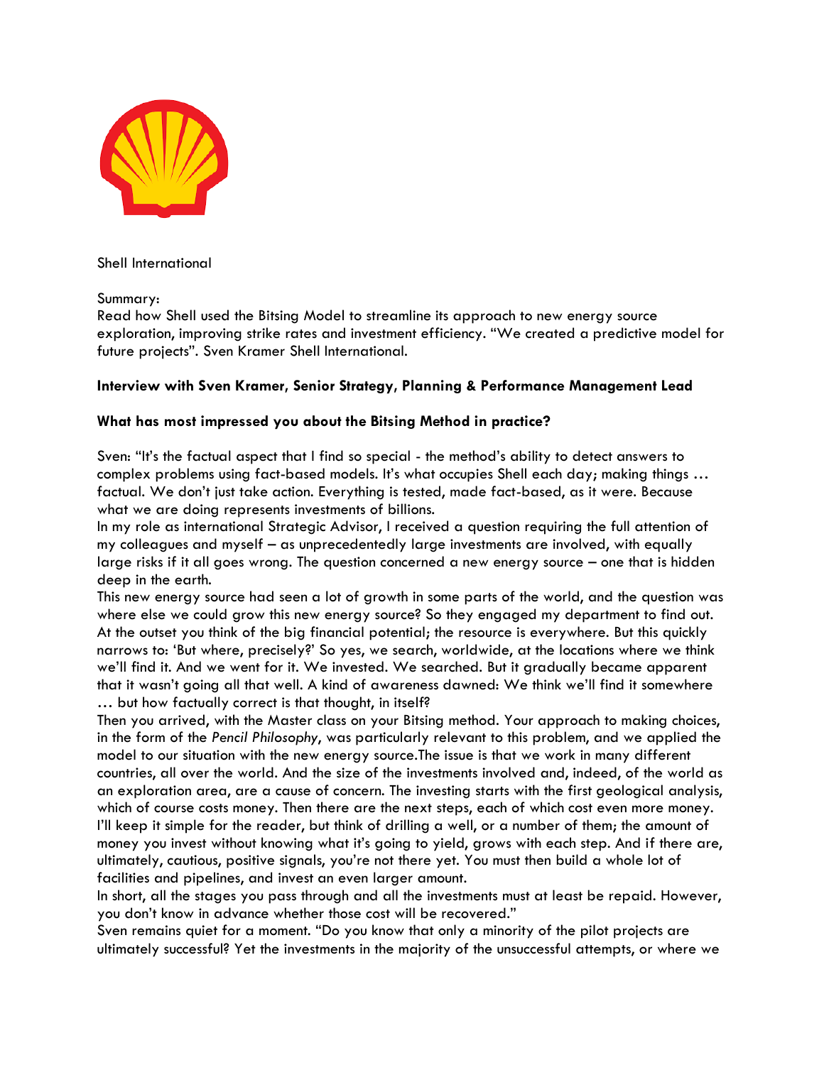Shell International

Summary:
Read how Shell used the Bitsing Model to streamline its approach to new energy source exploration, improving strike rates and investment efficiency. "We created a predictive model for future projects". Sven Kramer Shell International.

**Interview with Sven Kramer, Senior Strategy, Planning & Performance Management Lead**

**What has most impressed you about the Bitsing Method in practice?**

Sven: "It's the factual aspect that I find so special - the method's ability to detect answers to complex problems using fact-based models. It's what occupies Shell each day; making things … factual. We don't just take action. Everything is tested, made fact-based, as it were. Because what we are doing represents investments of billions.
In my role as international Strategic Advisor, I received a question requiring the full attention of my colleagues and myself – as unprecedentedly large investments are involved, with equally large risks if it all goes wrong. The question concerned a new energy source – one that is hidden deep in the earth.
This new energy source had seen a lot of growth in some parts of the world, and the question was where else we could grow this new energy source? So they engaged my department to find out. At the outset you think of the big financial potential; the resource is everywhere. But this quickly narrows to: 'But where, precisely?' So yes, we search, worldwide, at the locations where we think we'll find it. And we went for it. We invested. We searched. But it gradually became apparent that it wasn't going all that well. A kind of awareness dawned: We think we'll find it somewhere … but how factually correct is that thought, in itself?
Then you arrived, with the Master class on your Bitsing method. Your approach to making choices, in the form of the *Pencil Philosophy*, was particularly relevant to this problem, and we applied the model to our situation with the new energy source.The issue is that we work in many different countries, all over the world. And the size of the investments involved and, indeed, of the world as an exploration area, are a cause of concern. The investing starts with the first geological analysis, which of course costs money. Then there are the next steps, each of which cost even more money. I'll keep it simple for the reader, but think of drilling a well, or a number of them; the amount of money you invest without knowing what it's going to yield, grows with each step. And if there are, ultimately, cautious, positive signals, you're not there yet. You must then build a whole lot of facilities and pipelines, and invest an even larger amount.
In short, all the stages you pass through and all the investments must at least be repaid. However, you don't know in advance whether those cost will be recovered."
Sven remains quiet for a moment. "Do you know that only a minority of the pilot projects are ultimately successful? Yet the investments in the majority of the unsuccessful attempts, or where we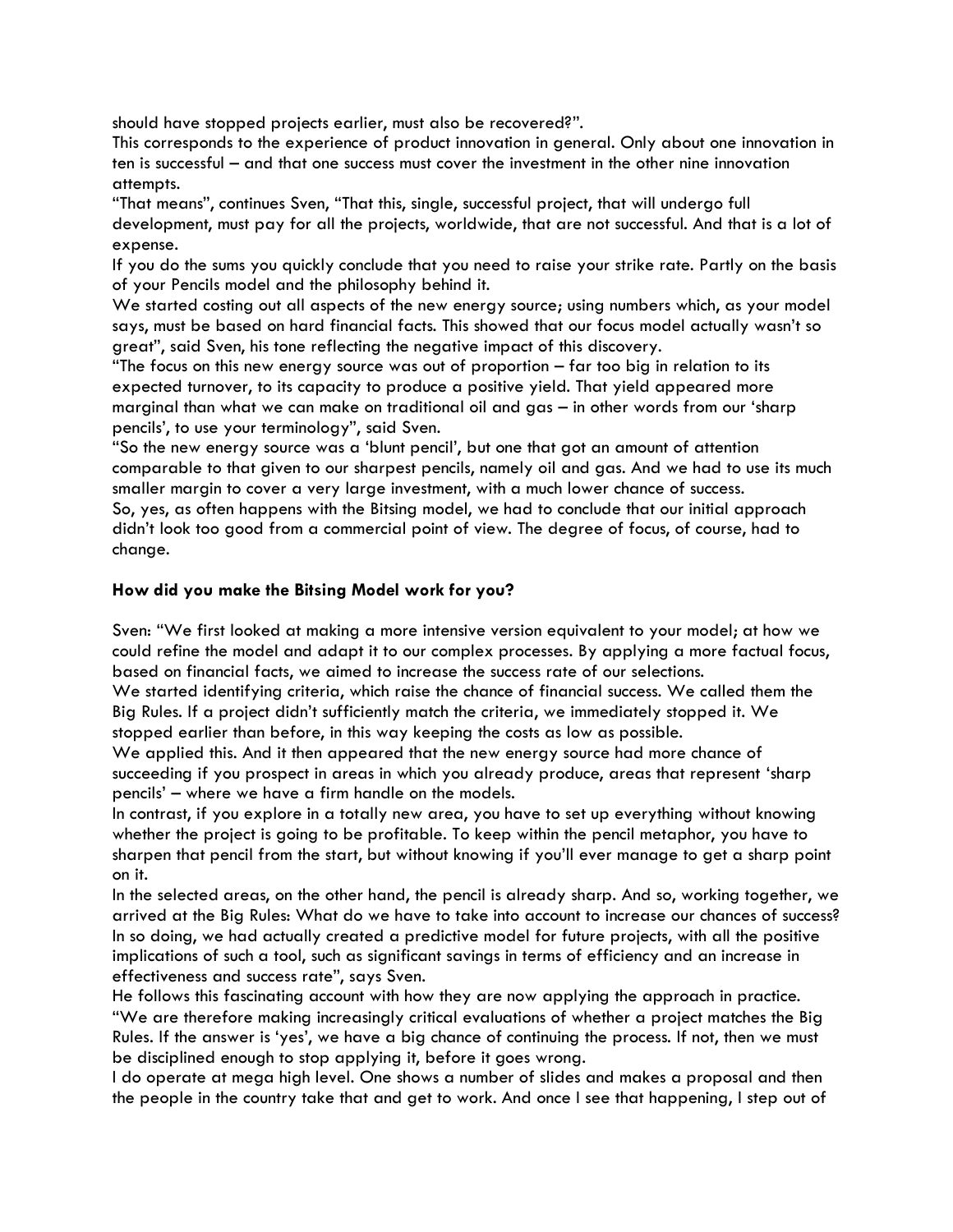should have stopped projects earlier, must also be recovered?".

This corresponds to the experience of product innovation in general. Only about one innovation in ten is successful – and that one success must cover the investment in the other nine innovation attempts.

"That means", continues Sven, "That this, single, successful project, that will undergo full development, must pay for all the projects, worldwide, that are not successful. And that is a lot of expense.

If you do the sums you quickly conclude that you need to raise your strike rate. Partly on the basis of your Pencils model and the philosophy behind it.

We started costing out all aspects of the new energy source; using numbers which, as your model says, must be based on hard financial facts. This showed that our focus model actually wasn't so great", said Sven, his tone reflecting the negative impact of this discovery.

"The focus on this new energy source was out of proportion – far too big in relation to its expected turnover, to its capacity to produce a positive yield. That yield appeared more marginal than what we can make on traditional oil and gas – in other words from our 'sharp pencils', to use your terminology", said Sven.

"So the new energy source was a 'blunt pencil', but one that got an amount of attention comparable to that given to our sharpest pencils, namely oil and gas. And we had to use its much smaller margin to cover a very large investment, with a much lower chance of success.

So, yes, as often happens with the Bitsing model, we had to conclude that our initial approach didn't look too good from a commercial point of view. The degree of focus, of course, had to change.

**How did you make the Bitsing Model work for you?**

Sven: "We first looked at making a more intensive version equivalent to your model; at how we could refine the model and adapt it to our complex processes. By applying a more factual focus, based on financial facts, we aimed to increase the success rate of our selections.

We started identifying criteria, which raise the chance of financial success. We called them the Big Rules. If a project didn't sufficiently match the criteria, we immediately stopped it. We stopped earlier than before, in this way keeping the costs as low as possible.

We applied this. And it then appeared that the new energy source had more chance of succeeding if you prospect in areas in which you already produce, areas that represent 'sharp pencils' – where we have a firm handle on the models.

In contrast, if you explore in a totally new area, you have to set up everything without knowing whether the project is going to be profitable. To keep within the pencil metaphor, you have to sharpen that pencil from the start, but without knowing if you'll ever manage to get a sharp point on it.

In the selected areas, on the other hand, the pencil is already sharp. And so, working together, we arrived at the Big Rules: What do we have to take into account to increase our chances of success? In so doing, we had actually created a predictive model for future projects, with all the positive implications of such a tool, such as significant savings in terms of efficiency and an increase in effectiveness and success rate", says Sven.

He follows this fascinating account with how they are now applying the approach in practice.

"We are therefore making increasingly critical evaluations of whether a project matches the Big Rules. If the answer is 'yes', we have a big chance of continuing the process. If not, then we must be disciplined enough to stop applying it, before it goes wrong.

I do operate at mega high level. One shows a number of slides and makes a proposal and then the people in the country take that and get to work. And once I see that happening, I step out of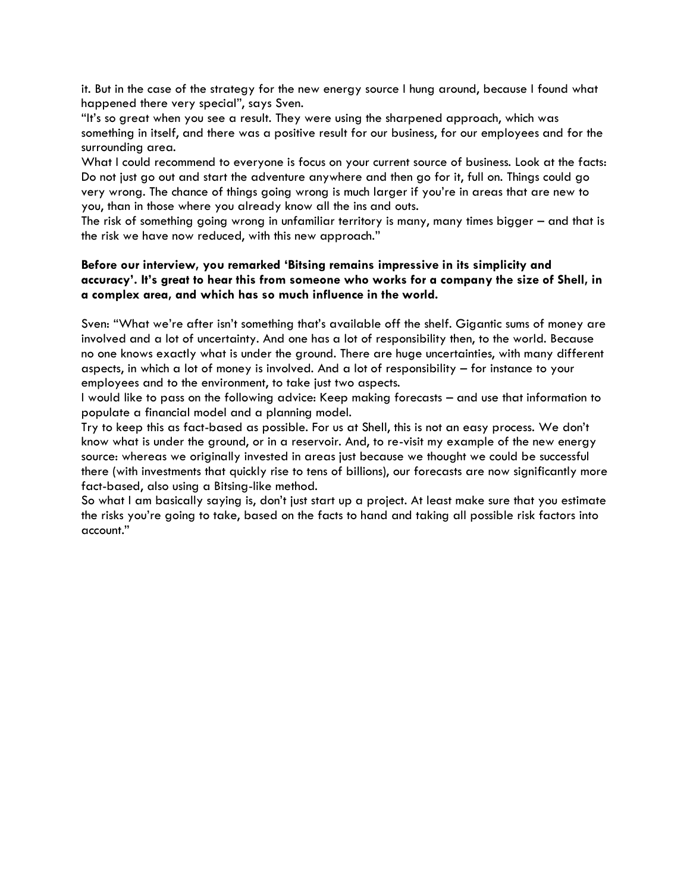it. But in the case of the strategy for the new energy source I hung around, because I found what happened there very special", says Sven.

"It's so great when you see a result. They were using the sharpened approach, which was something in itself, and there was a positive result for our business, for our employees and for the surrounding area.

What I could recommend to everyone is focus on your current source of business. Look at the facts: Do not just go out and start the adventure anywhere and then go for it, full on. Things could go very wrong. The chance of things going wrong is much larger if you're in areas that are new to you, than in those where you already know all the ins and outs.

The risk of something going wrong in unfamiliar territory is many, many times bigger – and that is the risk we have now reduced, with this new approach."

**Before our interview, you remarked 'Bitsing remains impressive in its simplicity and accuracy'. It's great to hear this from someone who works for a company the size of Shell, in a complex area, and which has so much influence in the world.**

Sven: "What we're after isn't something that's available off the shelf. Gigantic sums of money are involved and a lot of uncertainty. And one has a lot of responsibility then, to the world. Because no one knows exactly what is under the ground. There are huge uncertainties, with many different aspects, in which a lot of money is involved. And a lot of responsibility – for instance to your employees and to the environment, to take just two aspects.

I would like to pass on the following advice: Keep making forecasts – and use that information to populate a financial model and a planning model.

Try to keep this as fact-based as possible. For us at Shell, this is not an easy process. We don't know what is under the ground, or in a reservoir. And, to re-visit my example of the new energy source: whereas we originally invested in areas just because we thought we could be successful there (with investments that quickly rise to tens of billions), our forecasts are now significantly more fact-based, also using a Bitsing-like method.

So what I am basically saying is, don't just start up a project. At least make sure that you estimate the risks you're going to take, based on the facts to hand and taking all possible risk factors into account."